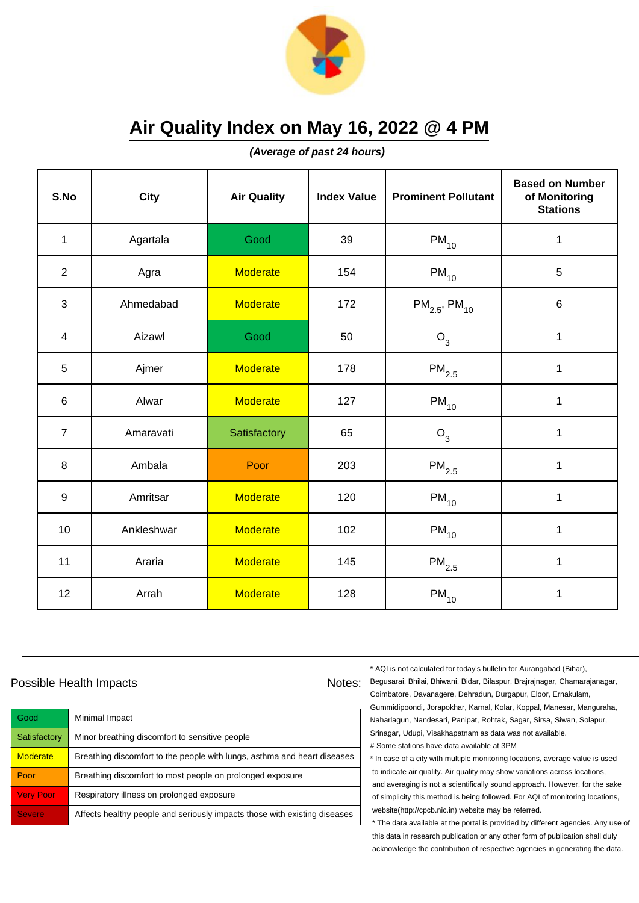# Air Quality Index on May 16, 2022 @ 4 PM

***(Average of past 24 hours)***

| S.No | City | Air Quality | Index Value | Prominent Pollutant | Based on Number of Monitoring Stations |
|---|---|---|---|---|---|
| 1 | Agartala | Good | 39 | $PM_{10}$ | 1 |
| 2 | Agra | Moderate | 154 | $PM_{10}$ | 5 |
| 3 | Ahmedabad | Moderate | 172 | $PM_{2.5}$, $PM_{10}$ | 6 |
| 4 | Aizawl | Good | 50 | $O_3$ | 1 |
| 5 | Ajmer | Moderate | 178 | $PM_{2.5}$ | 1 |
| 6 | Alwar | Moderate | 127 | $PM_{10}$ | 1 |
| 7 | Amaravati | Satisfactory | 65 | $O_3$ | 1 |
| 8 | Ambala | Poor | 203 | $PM_{2.5}$ | 1 |
| 9 | Amritsar | Moderate | 120 | $PM_{10}$ | 1 |
| 10 | Ankleshwar | Moderate | 102 | $PM_{10}$ | 1 |
| 11 | Araria | Moderate | 145 | $PM_{2.5}$ | 1 |
| 12 | Arrah | Moderate | 128 | $PM_{10}$ | 1 |

Possible Health Impacts

| | |
|---|---|
| Good | Minimal Impact |
| Satisfactory | Minor breathing discomfort to sensitive people |
| Moderate | Breathing discomfort to the people with lungs, asthma and heart diseases |
| Poor | Breathing discomfort to most people on prolonged exposure |
| Very Poor | Respiratory illness on prolonged exposure |
| Severe | Affects healthy people and seriously impacts those with existing diseases |

Notes:

* AQI is not calculated for today's bulletin for Aurangabad (Bihar), Begusarai, Bhilai, Bhiwani, Bidar, Bilaspur, Brajrajnagar, Chamarajanagar, Coimbatore, Davanagere, Dehradun, Durgapur, Eloor, Ernakulam, Gummidipoondi, Jorapokhar, Karnal, Kolar, Koppal, Manesar, Manguraha, Naharlagun, Nandesari, Panipat, Rohtak, Sagar, Sirsa, Siwan, Solapur, Srinagar, Udupi, Visakhapatnam as data was not available.

# Some stations have data available at 3PM

* In case of a city with multiple monitoring locations, average value is used to indicate air quality. Air quality may show variations across locations, and averaging is not a scientifically sound approach. However, for the sake of simplicity this method is being followed. For AQI of monitoring locations, website(http://cpcb.nic.in) website may be referred.

* The data available at the portal is provided by different agencies. Any use of this data in research publication or any other form of publication shall duly acknowledge the contribution of respective agencies in generating the data.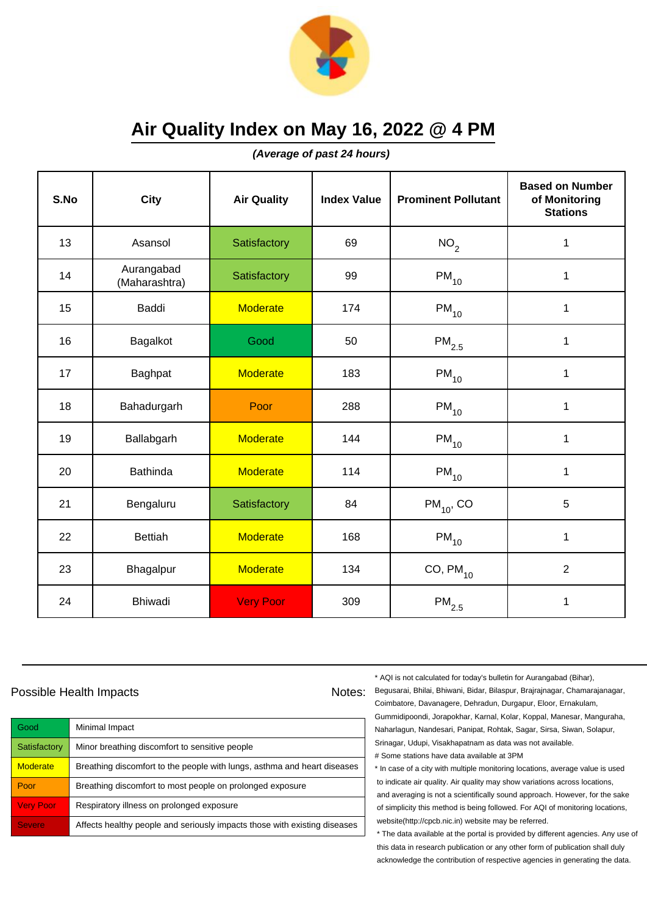# Air Quality Index on May 16, 2022 @ 4 PM

***(Average of past 24 hours)***

| S.No | City | Air Quality | Index Value | Prominent Pollutant | Based on Number of Monitoring Stations |
|---|---|---|---|---|---|
| 13 | Asansol | Satisfactory | 69 | $NO_2$ | 1 |
| 14 | Aurangabad (Maharashtra) | Satisfactory | 99 | $PM_{10}$ | 1 |
| 15 | Baddi | Moderate | 174 | $PM_{10}$ | 1 |
| 16 | Bagalkot | Good | 50 | $PM_{2.5}$ | 1 |
| 17 | Baghpat | Moderate | 183 | $PM_{10}$ | 1 |
| 18 | Bahadurgarh | Poor | 288 | $PM_{10}$ | 1 |
| 19 | Ballabgarh | Moderate | 144 | $PM_{10}$ | 1 |
| 20 | Bathinda | Moderate | 114 | $PM_{10}$ | 1 |
| 21 | Bengaluru | Satisfactory | 84 | $PM_{10}$, CO | 5 |
| 22 | Bettiah | Moderate | 168 | $PM_{10}$ | 1 |
| 23 | Bhagalpur | Moderate | 134 | CO, $PM_{10}$ | 2 |
| 24 | Bhiwadi | Very Poor | 309 | $PM_{2.5}$ | 1 |

## Possible Health Impacts

| | |
|---|---|
| Good | Minimal Impact |
| Satisfactory | Minor breathing discomfort to sensitive people |
| Moderate | Breathing discomfort to the people with lungs, asthma and heart diseases |
| Poor | Breathing discomfort to most people on prolonged exposure |
| Very Poor | Respiratory illness on prolonged exposure |
| Severe | Affects healthy people and seriously impacts those with existing diseases |

Notes:

\* AQI is not calculated for today's bulletin for Aurangabad (Bihar), Begusarai, Bhilai, Bhiwani, Bidar, Bilaspur, Brajrajnagar, Chamarajanagar, Coimbatore, Davanagere, Dehradun, Durgapur, Eloor, Ernakulam, Gummidipoondi, Jorapokhar, Karnal, Kolar, Koppal, Manesar, Manguraha, Naharlagun, Nandesari, Panipat, Rohtak, Sagar, Sirsa, Siwan, Solapur, Srinagar, Udupi, Visakhapatnam as data was not available.

# Some stations have data available at 3PM

\* In case of a city with multiple monitoring locations, average value is used to indicate air quality. Air quality may show variations across locations, and averaging is not a scientifically sound approach. However, for the sake of simplicity this method is being followed. For AQI of monitoring locations, website(http://cpcb.nic.in) website may be referred.

\* The data available at the portal is provided by different agencies. Any use of this data in research publication or any other form of publication shall duly acknowledge the contribution of respective agencies in generating the data.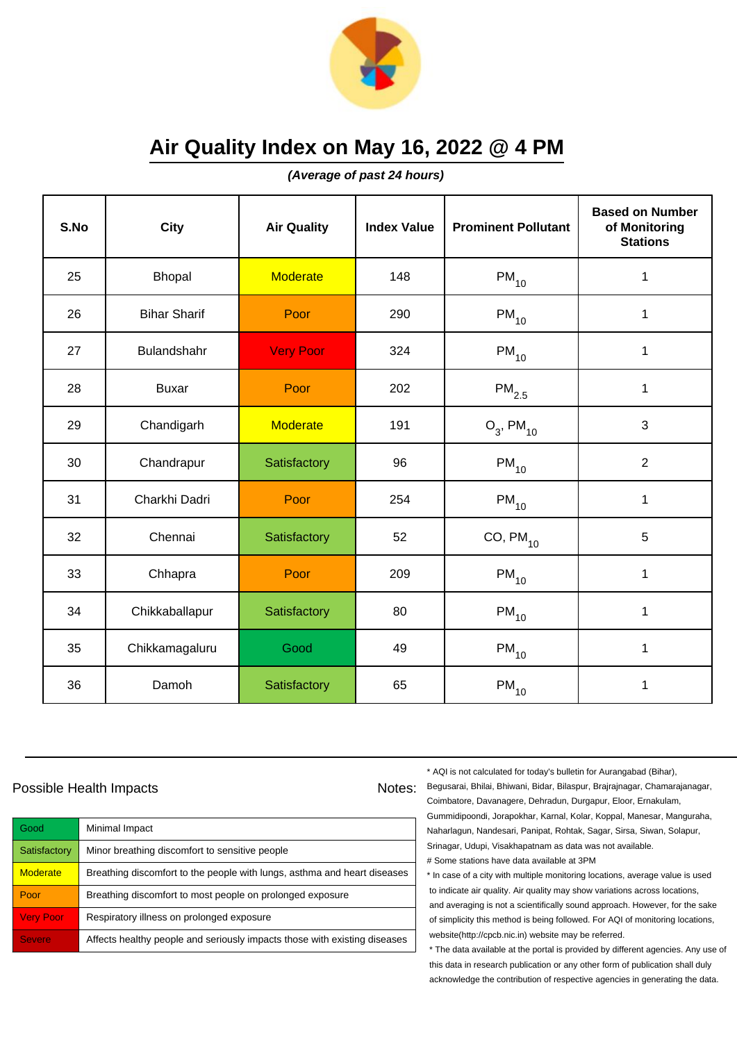# Air Quality Index on May 16, 2022 @ 4 PM

***(Average of past 24 hours)***

| S.No | City | Air Quality | Index Value | Prominent Pollutant | Based on Number of Monitoring Stations |
|---|---|---|---|---|---|
| 25 | Bhopal | Moderate | 148 | $PM_{10}$ | 1 |
| 26 | Bihar Sharif | Poor | 290 | $PM_{10}$ | 1 |
| 27 | Bulandshahr | Very Poor | 324 | $PM_{10}$ | 1 |
| 28 | Buxar | Poor | 202 | $PM_{2.5}$ | 1 |
| 29 | Chandigarh | Moderate | 191 | $O_3$, $PM_{10}$ | 3 |
| 30 | Chandrapur | Satisfactory | 96 | $PM_{10}$ | 2 |
| 31 | Charkhi Dadri | Poor | 254 | $PM_{10}$ | 1 |
| 32 | Chennai | Satisfactory | 52 | CO, $PM_{10}$ | 5 |
| 33 | Chhapra | Poor | 209 | $PM_{10}$ | 1 |
| 34 | Chikkaballapur | Satisfactory | 80 | $PM_{10}$ | 1 |
| 35 | Chikkamagaluru | Good | 49 | $PM_{10}$ | 1 |
| 36 | Damoh | Satisfactory | 65 | $PM_{10}$ | 1 |

Possible Health Impacts

| | |
|---|---|
| Good | Minimal Impact |
| Satisfactory | Minor breathing discomfort to sensitive people |
| Moderate | Breathing discomfort to the people with lungs, asthma and heart diseases |
| Poor | Breathing discomfort to most people on prolonged exposure |
| Very Poor | Respiratory illness on prolonged exposure |
| Severe | Affects healthy people and seriously impacts those with existing diseases |

Notes:

* AQI is not calculated for today's bulletin for Aurangabad (Bihar), Begusarai, Bhilai, Bhiwani, Bidar, Bilaspur, Brajrajnagar, Chamarajanagar, Coimbatore, Davanagere, Dehradun, Durgapur, Eloor, Ernakulam, Gummidipoondi, Jorapokhar, Karnal, Kolar, Koppal, Manesar, Manguraha, Naharlagun, Nandesari, Panipat, Rohtak, Sagar, Sirsa, Siwan, Solapur, Srinagar, Udupi, Visakhapatnam as data was not available.

# Some stations have data available at 3PM

* In case of a city with multiple monitoring locations, average value is used to indicate air quality. Air quality may show variations across locations, and averaging is not a scientifically sound approach. However, for the sake of simplicity this method is being followed. For AQI of monitoring locations, website(http://cpcb.nic.in) website may be referred.

* The data available at the portal is provided by different agencies. Any use of this data in research publication or any other form of publication shall duly acknowledge the contribution of respective agencies in generating the data.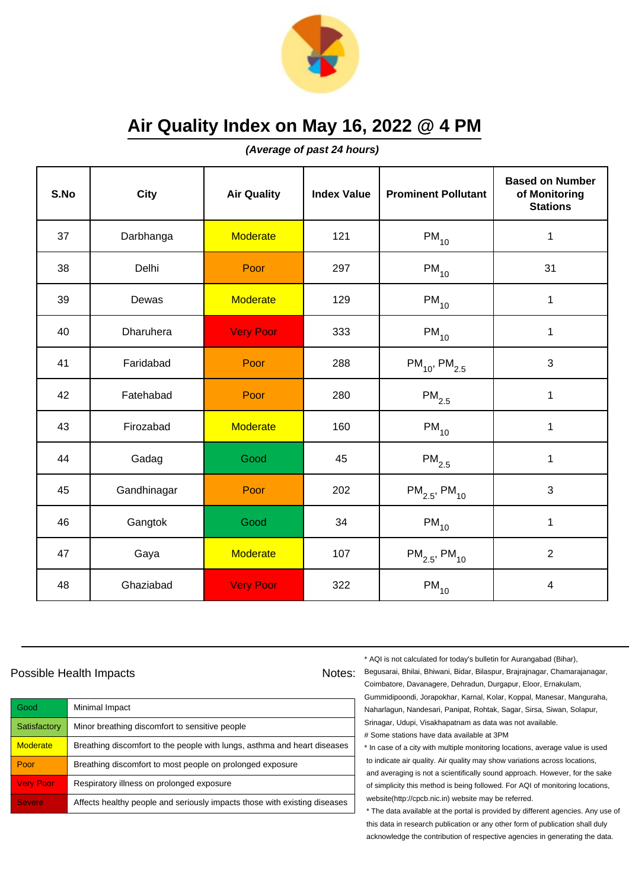# Air Quality Index on May 16, 2022 @ 4 PM

***(Average of past 24 hours)***

| S.No | City | Air Quality | Index Value | Prominent Pollutant | Based on Number of Monitoring Stations |
|---|---|---|---|---|---|
| 37 | Darbhanga | Moderate | 121 | $PM_{10}$ | 1 |
| 38 | Delhi | Poor | 297 | $PM_{10}$ | 31 |
| 39 | Dewas | Moderate | 129 | $PM_{10}$ | 1 |
| 40 | Dharuhera | Very Poor | 333 | $PM_{10}$ | 1 |
| 41 | Faridabad | Poor | 288 | $PM_{10}$, $PM_{2.5}$ | 3 |
| 42 | Fatehabad | Poor | 280 | $PM_{2.5}$ | 1 |
| 43 | Firozabad | Moderate | 160 | $PM_{10}$ | 1 |
| 44 | Gadag | Good | 45 | $PM_{2.5}$ | 1 |
| 45 | Gandhinagar | Poor | 202 | $PM_{2.5}$, $PM_{10}$ | 3 |
| 46 | Gangtok | Good | 34 | $PM_{10}$ | 1 |
| 47 | Gaya | Moderate | 107 | $PM_{2.5}$, $PM_{10}$ | 2 |
| 48 | Ghaziabad | Very Poor | 322 | $PM_{10}$ | 4 |

Possible Health Impacts

| Good | Minimal Impact |
|---|---|
| Satisfactory | Minor breathing discomfort to sensitive people |
| Moderate | Breathing discomfort to the people with lungs, asthma and heart diseases |
| Poor | Breathing discomfort to most people on prolonged exposure |
| Very Poor | Respiratory illness on prolonged exposure |
| Severe | Affects healthy people and seriously impacts those with existing diseases |

Notes:

* AQI is not calculated for today's bulletin for Aurangabad (Bihar), Begusarai, Bhilai, Bhiwani, Bidar, Bilaspur, Brajrajnagar, Chamarajanagar, Coimbatore, Davanagere, Dehradun, Durgapur, Eloor, Ernakulam, Gummidipoondi, Jorapokhar, Karnal, Kolar, Koppal, Manesar, Manguraha, Naharlagun, Nandesari, Panipat, Rohtak, Sagar, Sirsa, Siwan, Solapur, Srinagar, Udupi, Visakhapatnam as data was not available.

# Some stations have data available at 3PM

* In case of a city with multiple monitoring locations, average value is used to indicate air quality. Air quality may show variations across locations, and averaging is not a scientifically sound approach. However, for the sake of simplicity this method is being followed. For AQI of monitoring locations, website(http://cpcb.nic.in) website may be referred.

* The data available at the portal is provided by different agencies. Any use of this data in research publication or any other form of publication shall duly acknowledge the contribution of respective agencies in generating the data.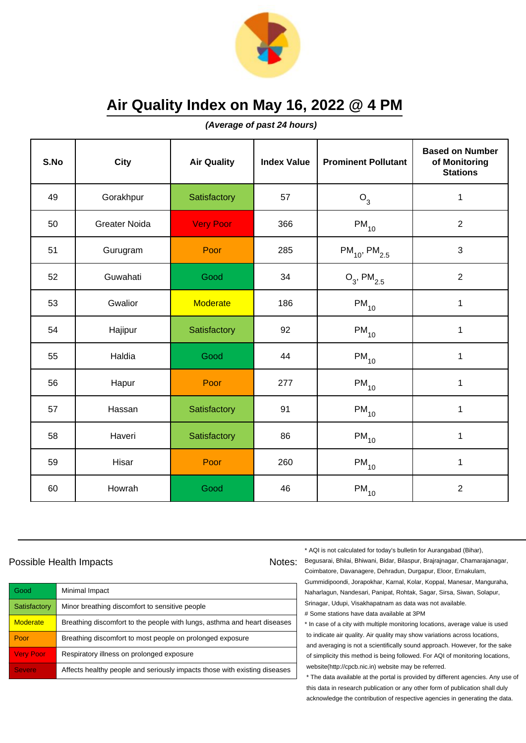# Air Quality Index on May 16, 2022 @ 4 PM

***(Average of past 24 hours)***

| S.No | City | Air Quality | Index Value | Prominent Pollutant | Based on Number of Monitoring Stations |
|---|---|---|---|---|---|
| 49 | Gorakhpur | Satisfactory | 57 | $O_3$ | 1 |
| 50 | Greater Noida | Very Poor | 366 | $PM_{10}$ | 2 |
| 51 | Gurugram | Poor | 285 | $PM_{10}$, $PM_{2.5}$ | 3 |
| 52 | Guwahati | Good | 34 | $O_3$, $PM_{2.5}$ | 2 |
| 53 | Gwalior | Moderate | 186 | $PM_{10}$ | 1 |
| 54 | Hajipur | Satisfactory | 92 | $PM_{10}$ | 1 |
| 55 | Haldia | Good | 44 | $PM_{10}$ | 1 |
| 56 | Hapur | Poor | 277 | $PM_{10}$ | 1 |
| 57 | Hassan | Satisfactory | 91 | $PM_{10}$ | 1 |
| 58 | Haveri | Satisfactory | 86 | $PM_{10}$ | 1 |
| 59 | Hisar | Poor | 260 | $PM_{10}$ | 1 |
| 60 | Howrah | Good | 46 | $PM_{10}$ | 2 |

Possible Health Impacts

| | |
|---|---|
| Good | Minimal Impact |
| Satisfactory | Minor breathing discomfort to sensitive people |
| Moderate | Breathing discomfort to the people with lungs, asthma and heart diseases |
| Poor | Breathing discomfort to most people on prolonged exposure |
| Very Poor | Respiratory illness on prolonged exposure |
| Severe | Affects healthy people and seriously impacts those with existing diseases |

Notes:

* AQI is not calculated for today's bulletin for Aurangabad (Bihar), Begusarai, Bhilai, Bhiwani, Bidar, Bilaspur, Brajrajnagar, Chamarajanagar, Coimbatore, Davanagere, Dehradun, Durgapur, Eloor, Ernakulam, Gummidipoondi, Jorapokhar, Karnal, Kolar, Koppal, Manesar, Manguraha, Naharlagun, Nandesari, Panipat, Rohtak, Sagar, Sirsa, Siwan, Solapur, Srinagar, Udupi, Visakhapatnam as data was not available.

# Some stations have data available at 3PM

* In case of a city with multiple monitoring locations, average value is used to indicate air quality. Air quality may show variations across locations, and averaging is not a scientifically sound approach. However, for the sake of simplicity this method is being followed. For AQI of monitoring locations, website(http://cpcb.nic.in) website may be referred.

* The data available at the portal is provided by different agencies. Any use of this data in research publication or any other form of publication shall duly acknowledge the contribution of respective agencies in generating the data.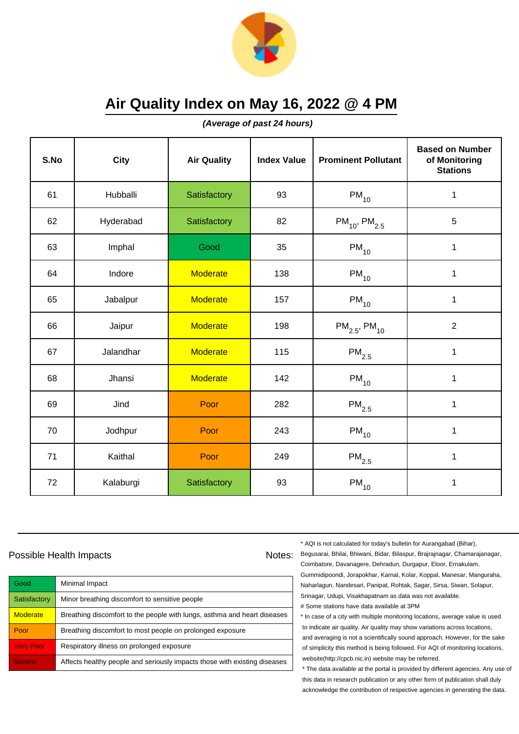# Air Quality Index on May 16, 2022 @ 4 PM

***(Average of past 24 hours)***

| S.No | City | Air Quality | Index Value | Prominent Pollutant | Based on Number of Monitoring Stations |
|---|---|---|---|---|---|
| 61 | Hubballi | Satisfactory | 93 | $PM_{10}$ | 1 |
| 62 | Hyderabad | Satisfactory | 82 | $PM_{10}$, $PM_{2.5}$ | 5 |
| 63 | Imphal | Good | 35 | $PM_{10}$ | 1 |
| 64 | Indore | Moderate | 138 | $PM_{10}$ | 1 |
| 65 | Jabalpur | Moderate | 157 | $PM_{10}$ | 1 |
| 66 | Jaipur | Moderate | 198 | $PM_{2.5}$, $PM_{10}$ | 2 |
| 67 | Jalandhar | Moderate | 115 | $PM_{2.5}$ | 1 |
| 68 | Jhansi | Moderate | 142 | $PM_{10}$ | 1 |
| 69 | Jind | Poor | 282 | $PM_{2.5}$ | 1 |
| 70 | Jodhpur | Poor | 243 | $PM_{10}$ | 1 |
| 71 | Kaithal | Poor | 249 | $PM_{2.5}$ | 1 |
| 72 | Kalaburgi | Satisfactory | 93 | $PM_{10}$ | 1 |

Possible Health Impacts

| Good | Minimal Impact |
|---|---|
| Satisfactory | Minor breathing discomfort to sensitive people |
| Moderate | Breathing discomfort to the people with lungs, asthma and heart diseases |
| Poor | Breathing discomfort to most people on prolonged exposure |
| Very Poor | Respiratory illness on prolonged exposure |
| Severe | Affects healthy people and seriously impacts those with existing diseases |

Notes:

* AQI is not calculated for today's bulletin for Aurangabad (Bihar), Begusarai, Bhilai, Bhiwani, Bidar, Bilaspur, Brajrajnagar, Chamarajanagar, Coimbatore, Davanagere, Dehradun, Durgapur, Eloor, Ernakulam, Gummidipoondi, Jorapokhar, Karnal, Kolar, Koppal, Manesar, Manguraha, Naharlagun, Nandesari, Panipat, Rohtak, Sagar, Sirsa, Siwan, Solapur, Srinagar, Udupi, Visakhapatnam as data was not available.

# Some stations have data available at 3PM

* In case of a city with multiple monitoring locations, average value is used to indicate air quality. Air quality may show variations across locations, and averaging is not a scientifically sound approach. However, for the sake of simplicity this method is being followed. For AQI of monitoring locations, website(http://cpcb.nic.in) website may be referred.

* The data available at the portal is provided by different agencies. Any use of this data in research publication or any other form of publication shall duly acknowledge the contribution of respective agencies in generating the data.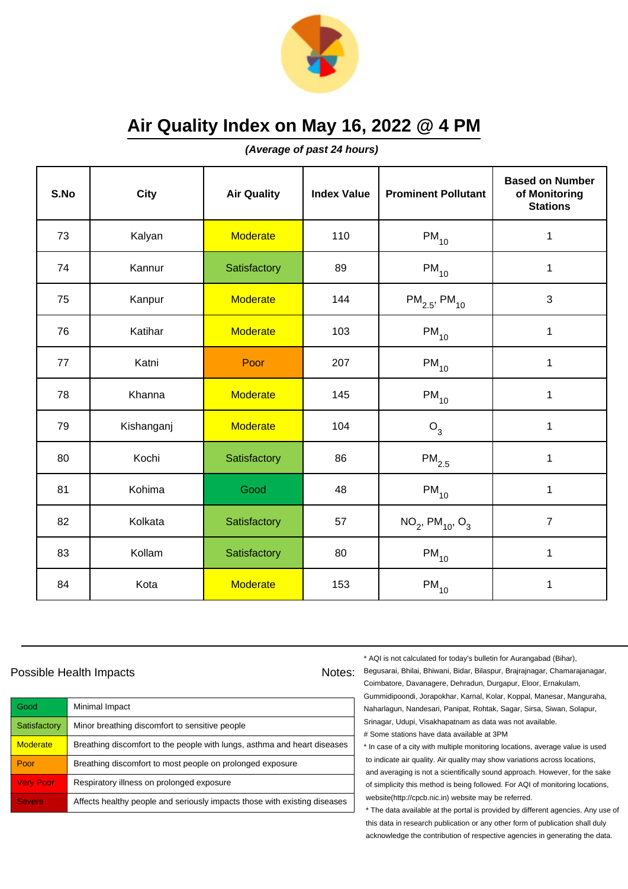# Air Quality Index on May 16, 2022 @ 4 PM

***(Average of past 24 hours)***

| S.No | City | Air Quality | Index Value | Prominent Pollutant | Based on Number of Monitoring Stations |
|---|---|---|---|---|---|
| 73 | Kalyan | Moderate | 110 | $PM_{10}$ | 1 |
| 74 | Kannur | Satisfactory | 89 | $PM_{10}$ | 1 |
| 75 | Kanpur | Moderate | 144 | $PM_{2.5}$, $PM_{10}$ | 3 |
| 76 | Katihar | Moderate | 103 | $PM_{10}$ | 1 |
| 77 | Katni | Poor | 207 | $PM_{10}$ | 1 |
| 78 | Khanna | Moderate | 145 | $PM_{10}$ | 1 |
| 79 | Kishanganj | Moderate | 104 | $O_3$ | 1 |
| 80 | Kochi | Satisfactory | 86 | $PM_{2.5}$ | 1 |
| 81 | Kohima | Good | 48 | $PM_{10}$ | 1 |
| 82 | Kolkata | Satisfactory | 57 | $NO_2$, $PM_{10}$, $O_3$ | 7 |
| 83 | Kollam | Satisfactory | 80 | $PM_{10}$ | 1 |
| 84 | Kota | Moderate | 153 | $PM_{10}$ | 1 |

Possible Health Impacts

| | |
|---|---|
| Good | Minimal Impact |
| Satisfactory | Minor breathing discomfort to sensitive people |
| Moderate | Breathing discomfort to the people with lungs, asthma and heart diseases |
| Poor | Breathing discomfort to most people on prolonged exposure |
| Very Poor | Respiratory illness on prolonged exposure |
| Severe | Affects healthy people and seriously impacts those with existing diseases |

Notes:

* AQI is not calculated for today's bulletin for Aurangabad (Bihar), Begusarai, Bhilai, Bhiwani, Bidar, Bilaspur, Brajrajnagar, Chamarajanagar, Coimbatore, Davanagere, Dehradun, Durgapur, Eloor, Ernakulam, Gummidipoondi, Jorapokhar, Karnal, Kolar, Koppal, Manesar, Manguraha, Naharlagun, Nandesari, Panipat, Rohtak, Sagar, Sirsa, Siwan, Solapur, Srinagar, Udupi, Visakhapatnam as data was not available.

# Some stations have data available at 3PM

* In case of a city with multiple monitoring locations, average value is used to indicate air quality. Air quality may show variations across locations, and averaging is not a scientifically sound approach. However, for the sake of simplicity this method is being followed. For AQI of monitoring locations, website(http://cpcb.nic.in) website may be referred.

* The data available at the portal is provided by different agencies. Any use of this data in research publication or any other form of publication shall duly acknowledge the contribution of respective agencies in generating the data.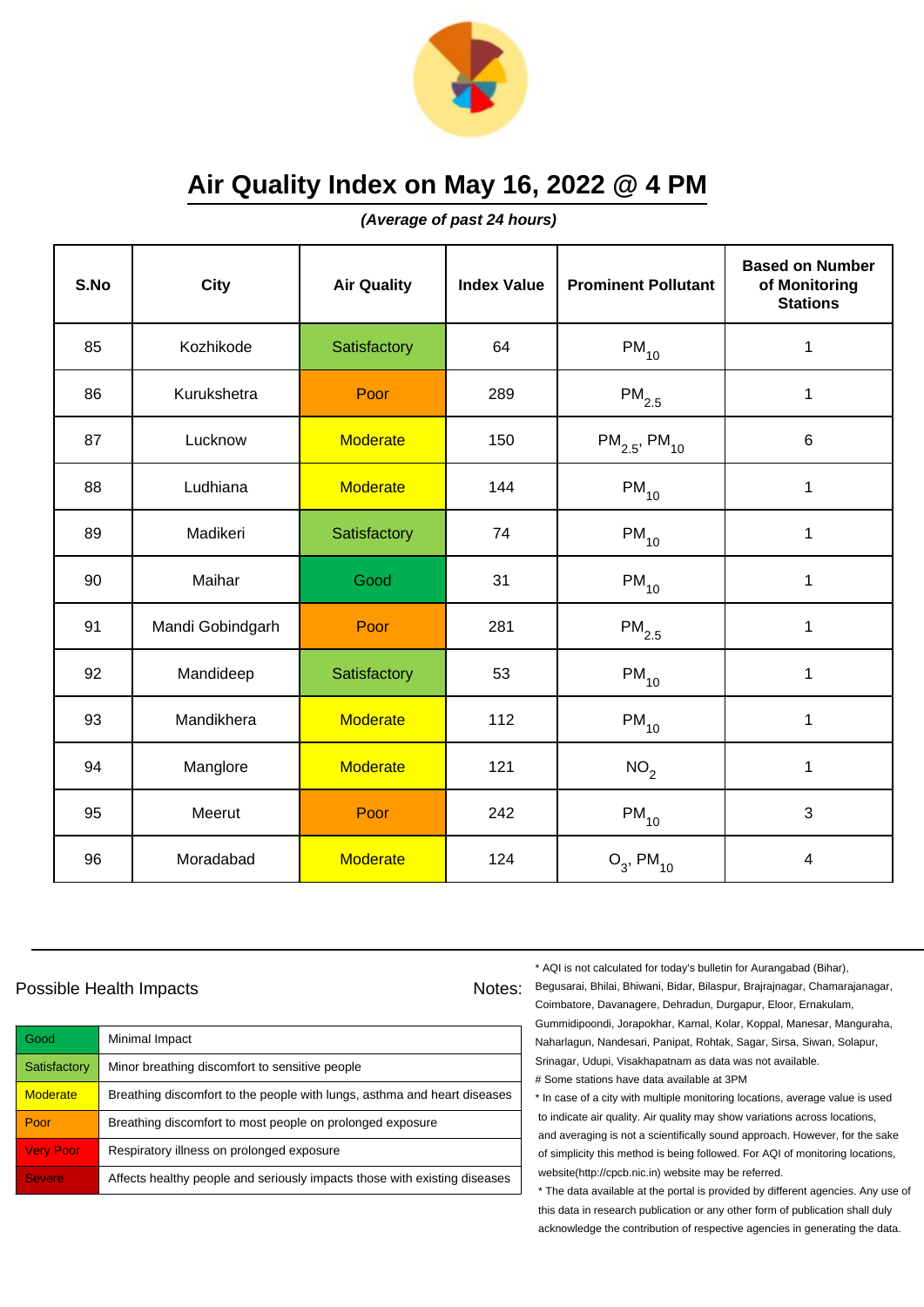# Air Quality Index on May 16, 2022 @ 4 PM

***(Average of past 24 hours)***

| S.No | City | Air Quality | Index Value | Prominent Pollutant | Based on Number of Monitoring Stations |
|---|---|---|---|---|---|
| 85 | Kozhikode | Satisfactory | 64 | $PM_{10}$ | 1 |
| 86 | Kurukshetra | Poor | 289 | $PM_{2.5}$ | 1 |
| 87 | Lucknow | Moderate | 150 | $PM_{2.5}$, $PM_{10}$ | 6 |
| 88 | Ludhiana | Moderate | 144 | $PM_{10}$ | 1 |
| 89 | Madikeri | Satisfactory | 74 | $PM_{10}$ | 1 |
| 90 | Maihar | Good | 31 | $PM_{10}$ | 1 |
| 91 | Mandi Gobindgarh | Poor | 281 | $PM_{2.5}$ | 1 |
| 92 | Mandideep | Satisfactory | 53 | $PM_{10}$ | 1 |
| 93 | Mandikhera | Moderate | 112 | $PM_{10}$ | 1 |
| 94 | Manglore | Moderate | 121 | $NO_2$ | 1 |
| 95 | Meerut | Poor | 242 | $PM_{10}$ | 3 |
| 96 | Moradabad | Moderate | 124 | $O_3$, $PM_{10}$ | 4 |

## Possible Health Impacts

| | |
|---|---|
| Good | Minimal Impact |
| Satisfactory | Minor breathing discomfort to sensitive people |
| Moderate | Breathing discomfort to the people with lungs, asthma and heart diseases |
| Poor | Breathing discomfort to most people on prolonged exposure |
| Very Poor | Respiratory illness on prolonged exposure |
| Severe | Affects healthy people and seriously impacts those with existing diseases |

**Notes:**

* AQI is not calculated for today's bulletin for Aurangabad (Bihar), Begusarai, Bhilai, Bhiwani, Bidar, Bilaspur, Brajrajnagar, Chamarajanagar, Coimbatore, Davanagere, Dehradun, Durgapur, Eloor, Ernakulam, Gummidipoondi, Jorapokhar, Karnal, Kolar, Koppal, Manesar, Manguraha, Naharlagun, Nandesari, Panipat, Rohtak, Sagar, Sirsa, Siwan, Solapur, Srinagar, Udupi, Visakhapatnam as data was not available.

# Some stations have data available at 3PM

* In case of a city with multiple monitoring locations, average value is used to indicate air quality. Air quality may show variations across locations, and averaging is not a scientifically sound approach. However, for the sake of simplicity this method is being followed. For AQI of monitoring locations, website(http://cpcb.nic.in) website may be referred.

* The data available at the portal is provided by different agencies. Any use of this data in research publication or any other form of publication shall duly acknowledge the contribution of respective agencies in generating the data.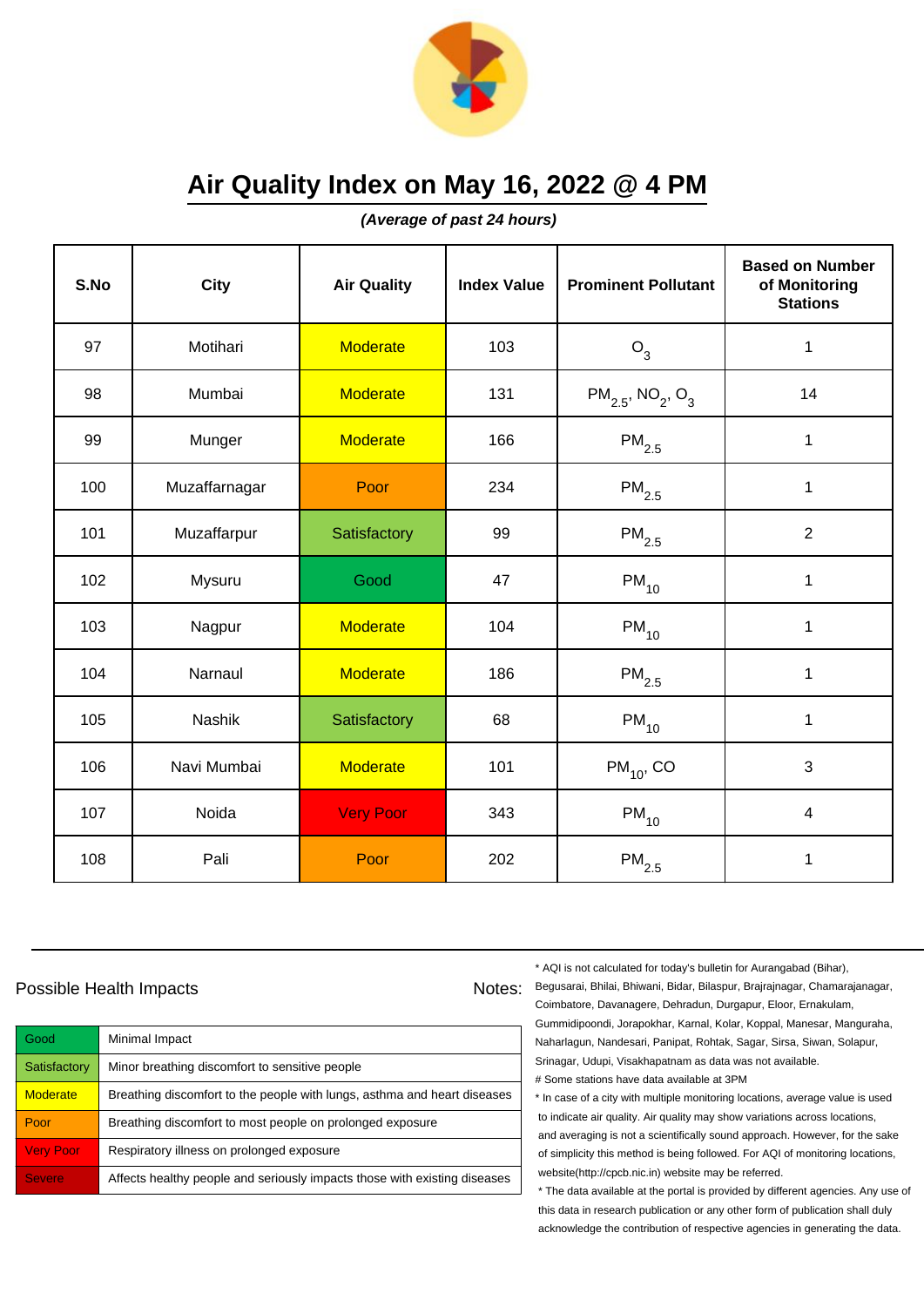# Air Quality Index on May 16, 2022 @ 4 PM

***(Average of past 24 hours)***

| S.No | City | Air Quality | Index Value | Prominent Pollutant | Based on Number of Monitoring Stations |
|---|---|---|---|---|---|
| 97 | Motihari | Moderate | 103 | $O_3$ | 1 |
| 98 | Mumbai | Moderate | 131 | $PM_{2.5}$, $NO_2$, $O_3$ | 14 |
| 99 | Munger | Moderate | 166 | $PM_{2.5}$ | 1 |
| 100 | Muzaffarnagar | Poor | 234 | $PM_{2.5}$ | 1 |
| 101 | Muzaffarpur | Satisfactory | 99 | $PM_{2.5}$ | 2 |
| 102 | Mysuru | Good | 47 | $PM_{10}$ | 1 |
| 103 | Nagpur | Moderate | 104 | $PM_{10}$ | 1 |
| 104 | Narnaul | Moderate | 186 | $PM_{2.5}$ | 1 |
| 105 | Nashik | Satisfactory | 68 | $PM_{10}$ | 1 |
| 106 | Navi Mumbai | Moderate | 101 | $PM_{10}$, CO | 3 |
| 107 | Noida | Very Poor | 343 | $PM_{10}$ | 4 |
| 108 | Pali | Poor | 202 | $PM_{2.5}$ | 1 |

## Possible Health Impacts

| | |
|---|---|
| Good | Minimal Impact |
| Satisfactory | Minor breathing discomfort to sensitive people |
| Moderate | Breathing discomfort to the people with lungs, asthma and heart diseases |
| Poor | Breathing discomfort to most people on prolonged exposure |
| Very Poor | Respiratory illness on prolonged exposure |
| Severe | Affects healthy people and seriously impacts those with existing diseases |

Notes:

\* AQI is not calculated for today's bulletin for Aurangabad (Bihar), Begusarai, Bhilai, Bhiwani, Bidar, Bilaspur, Brajrajnagar, Chamarajanagar, Coimbatore, Davanagere, Dehradun, Durgapur, Eloor, Ernakulam, Gummidipoondi, Jorapokhar, Karnal, Kolar, Koppal, Manesar, Manguraha, Naharlagun, Nandesari, Panipat, Rohtak, Sagar, Sirsa, Siwan, Solapur, Srinagar, Udupi, Visakhapatnam as data was not available.

# Some stations have data available at 3PM

\* In case of a city with multiple monitoring locations, average value is used to indicate air quality. Air quality may show variations across locations, and averaging is not a scientifically sound approach. However, for the sake of simplicity this method is being followed. For AQI of monitoring locations, website(http://cpcb.nic.in) website may be referred.

\* The data available at the portal is provided by different agencies. Any use of this data in research publication or any other form of publication shall duly acknowledge the contribution of respective agencies in generating the data.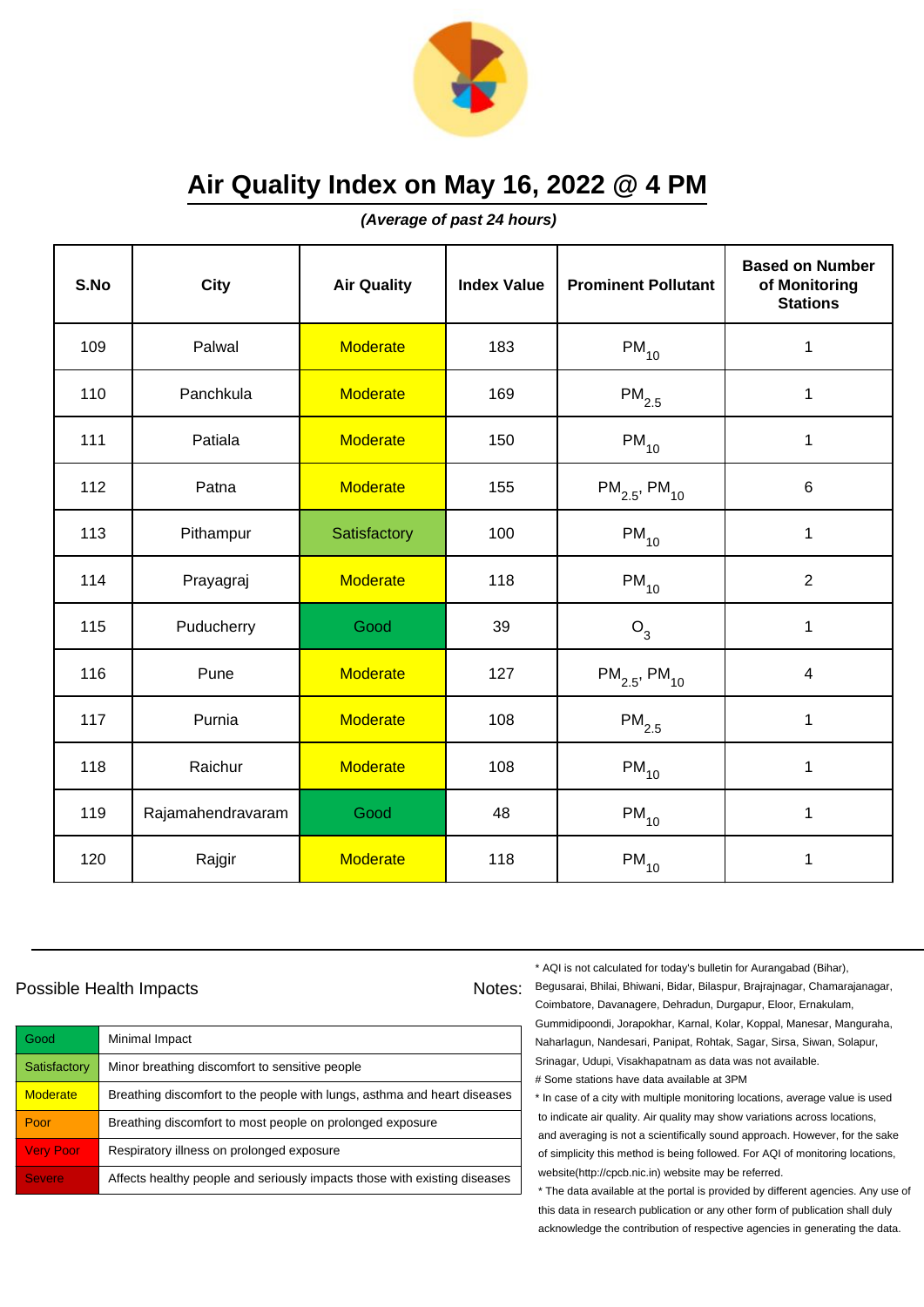# Air Quality Index on May 16, 2022 @ 4 PM

***(Average of past 24 hours)***

| S.No | City | Air Quality | Index Value | Prominent Pollutant | Based on Number of Monitoring Stations |
|---|---|---|---|---|---|
| 109 | Palwal | Moderate | 183 | $PM_{10}$ | 1 |
| 110 | Panchkula | Moderate | 169 | $PM_{2.5}$ | 1 |
| 111 | Patiala | Moderate | 150 | $PM_{10}$ | 1 |
| 112 | Patna | Moderate | 155 | $PM_{2.5}$, $PM_{10}$ | 6 |
| 113 | Pithampur | Satisfactory | 100 | $PM_{10}$ | 1 |
| 114 | Prayagraj | Moderate | 118 | $PM_{10}$ | 2 |
| 115 | Puducherry | Good | 39 | $O_3$ | 1 |
| 116 | Pune | Moderate | 127 | $PM_{2.5}$, $PM_{10}$ | 4 |
| 117 | Purnia | Moderate | 108 | $PM_{2.5}$ | 1 |
| 118 | Raichur | Moderate | 108 | $PM_{10}$ | 1 |
| 119 | Rajamahendravaram | Good | 48 | $PM_{10}$ | 1 |
| 120 | Rajgir | Moderate | 118 | $PM_{10}$ | 1 |

## Possible Health Impacts

| | |
|---|---|
| Good | Minimal Impact |
| Satisfactory | Minor breathing discomfort to sensitive people |
| Moderate | Breathing discomfort to the people with lungs, asthma and heart diseases |
| Poor | Breathing discomfort to most people on prolonged exposure |
| Very Poor | Respiratory illness on prolonged exposure |
| Severe | Affects healthy people and seriously impacts those with existing diseases |

## Notes:

* AQI is not calculated for today's bulletin for Aurangabad (Bihar), Begusarai, Bhilai, Bhiwani, Bidar, Bilaspur, Brajrajnagar, Chamarajanagar, Coimbatore, Davanagere, Dehradun, Durgapur, Eloor, Ernakulam, Gummidipoondi, Jorapokhar, Karnal, Kolar, Koppal, Manesar, Manguraha, Naharlagun, Nandesari, Panipat, Rohtak, Sagar, Sirsa, Siwan, Solapur, Srinagar, Udupi, Visakhapatnam as data was not available.

# Some stations have data available at 3PM

* In case of a city with multiple monitoring locations, average value is used to indicate air quality. Air quality may show variations across locations, and averaging is not a scientifically sound approach. However, for the sake of simplicity this method is being followed. For AQI of monitoring locations, website(http://cpcb.nic.in) website may be referred.

* The data available at the portal is provided by different agencies. Any use of this data in research publication or any other form of publication shall duly acknowledge the contribution of respective agencies in generating the data.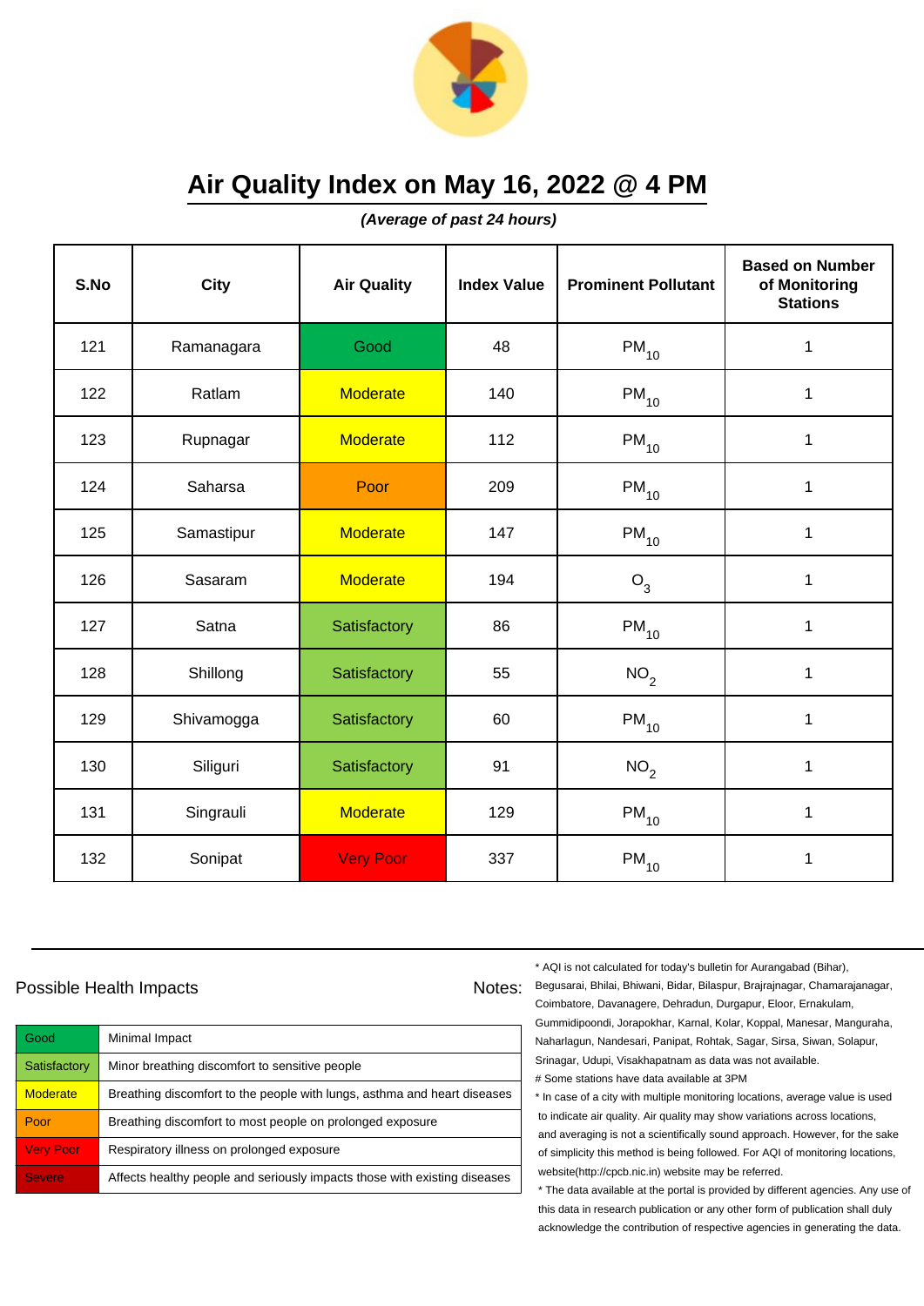# Air Quality Index on May 16, 2022 @ 4 PM

***(Average of past 24 hours)***

| S.No | City | Air Quality | Index Value | Prominent Pollutant | Based on Number of Monitoring Stations |
|---|---|---|---|---|---|
| 121 | Ramanagara | Good | 48 | $PM_{10}$ | 1 |
| 122 | Ratlam | Moderate | 140 | $PM_{10}$ | 1 |
| 123 | Rupnagar | Moderate | 112 | $PM_{10}$ | 1 |
| 124 | Saharsa | Poor | 209 | $PM_{10}$ | 1 |
| 125 | Samastipur | Moderate | 147 | $PM_{10}$ | 1 |
| 126 | Sasaram | Moderate | 194 | $O_3$ | 1 |
| 127 | Satna | Satisfactory | 86 | $PM_{10}$ | 1 |
| 128 | Shillong | Satisfactory | 55 | $NO_2$ | 1 |
| 129 | Shivamogga | Satisfactory | 60 | $PM_{10}$ | 1 |
| 130 | Siliguri | Satisfactory | 91 | $NO_2$ | 1 |
| 131 | Singrauli | Moderate | 129 | $PM_{10}$ | 1 |
| 132 | Sonipat | Very Poor | 337 | $PM_{10}$ | 1 |

Possible Health Impacts

| | |
|---|---|
| Good | Minimal Impact |
| Satisfactory | Minor breathing discomfort to sensitive people |
| Moderate | Breathing discomfort to the people with lungs, asthma and heart diseases |
| Poor | Breathing discomfort to most people on prolonged exposure |
| Very Poor | Respiratory illness on prolonged exposure |
| Severe | Affects healthy people and seriously impacts those with existing diseases |

Notes:

* AQI is not calculated for today's bulletin for Aurangabad (Bihar), Begusarai, Bhilai, Bhiwani, Bidar, Bilaspur, Brajrajnagar, Chamarajanagar, Coimbatore, Davanagere, Dehradun, Durgapur, Eloor, Ernakulam, Gummidipoondi, Jorapokhar, Karnal, Kolar, Koppal, Manesar, Manguraha, Naharlagun, Nandesari, Panipat, Rohtak, Sagar, Sirsa, Siwan, Solapur, Srinagar, Udupi, Visakhapatnam as data was not available.

# Some stations have data available at 3PM

* In case of a city with multiple monitoring locations, average value is used to indicate air quality. Air quality may show variations across locations, and averaging is not a scientifically sound approach. However, for the sake of simplicity this method is being followed. For AQI of monitoring locations, website(http://cpcb.nic.in) website may be referred.

* The data available at the portal is provided by different agencies. Any use of this data in research publication or any other form of publication shall duly acknowledge the contribution of respective agencies in generating the data.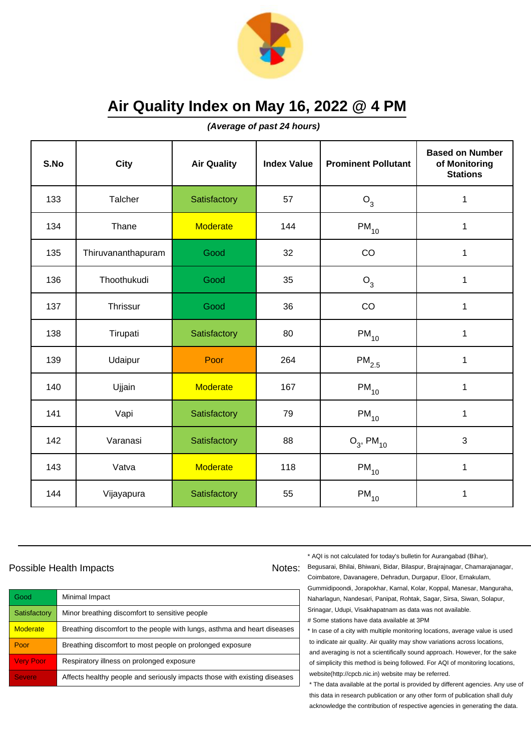# Air Quality Index on May 16, 2022 @ 4 PM

***(Average of past 24 hours)***

| S.No | City | Air Quality | Index Value | Prominent Pollutant | Based on Number of Monitoring Stations |
|---|---|---|---|---|---|
| 133 | Talcher | Satisfactory | 57 | $O_3$ | 1 |
| 134 | Thane | Moderate | 144 | $PM_{10}$ | 1 |
| 135 | Thiruvananthapuram | Good | 32 | CO | 1 |
| 136 | Thoothukudi | Good | 35 | $O_3$ | 1 |
| 137 | Thrissur | Good | 36 | CO | 1 |
| 138 | Tirupati | Satisfactory | 80 | $PM_{10}$ | 1 |
| 139 | Udaipur | Poor | 264 | $PM_{2.5}$ | 1 |
| 140 | Ujjain | Moderate | 167 | $PM_{10}$ | 1 |
| 141 | Vapi | Satisfactory | 79 | $PM_{10}$ | 1 |
| 142 | Varanasi | Satisfactory | 88 | $O_3$, $PM_{10}$ | 3 |
| 143 | Vatva | Moderate | 118 | $PM_{10}$ | 1 |
| 144 | Vijayapura | Satisfactory | 55 | $PM_{10}$ | 1 |

Possible Health Impacts

| | |
|---|---|
| Good | Minimal Impact |
| Satisfactory | Minor breathing discomfort to sensitive people |
| Moderate | Breathing discomfort to the people with lungs, asthma and heart diseases |
| Poor | Breathing discomfort to most people on prolonged exposure |
| Very Poor | Respiratory illness on prolonged exposure |
| Severe | Affects healthy people and seriously impacts those with existing diseases |

Notes:

* AQI is not calculated for today's bulletin for Aurangabad (Bihar), Begusarai, Bhilai, Bhiwani, Bidar, Bilaspur, Brajrajnagar, Chamarajanagar, Coimbatore, Davanagere, Dehradun, Durgapur, Eloor, Ernakulam, Gummidipoondi, Jorapokhar, Karnal, Kolar, Koppal, Manesar, Manguraha, Naharlagun, Nandesari, Panipat, Rohtak, Sagar, Sirsa, Siwan, Solapur, Srinagar, Udupi, Visakhapatnam as data was not available.

# Some stations have data available at 3PM

* In case of a city with multiple monitoring locations, average value is used to indicate air quality. Air quality may show variations across locations, and averaging is not a scientifically sound approach. However, for the sake of simplicity this method is being followed. For AQI of monitoring locations, website(http://cpcb.nic.in) website may be referred.

* The data available at the portal is provided by different agencies. Any use of this data in research publication or any other form of publication shall duly acknowledge the contribution of respective agencies in generating the data.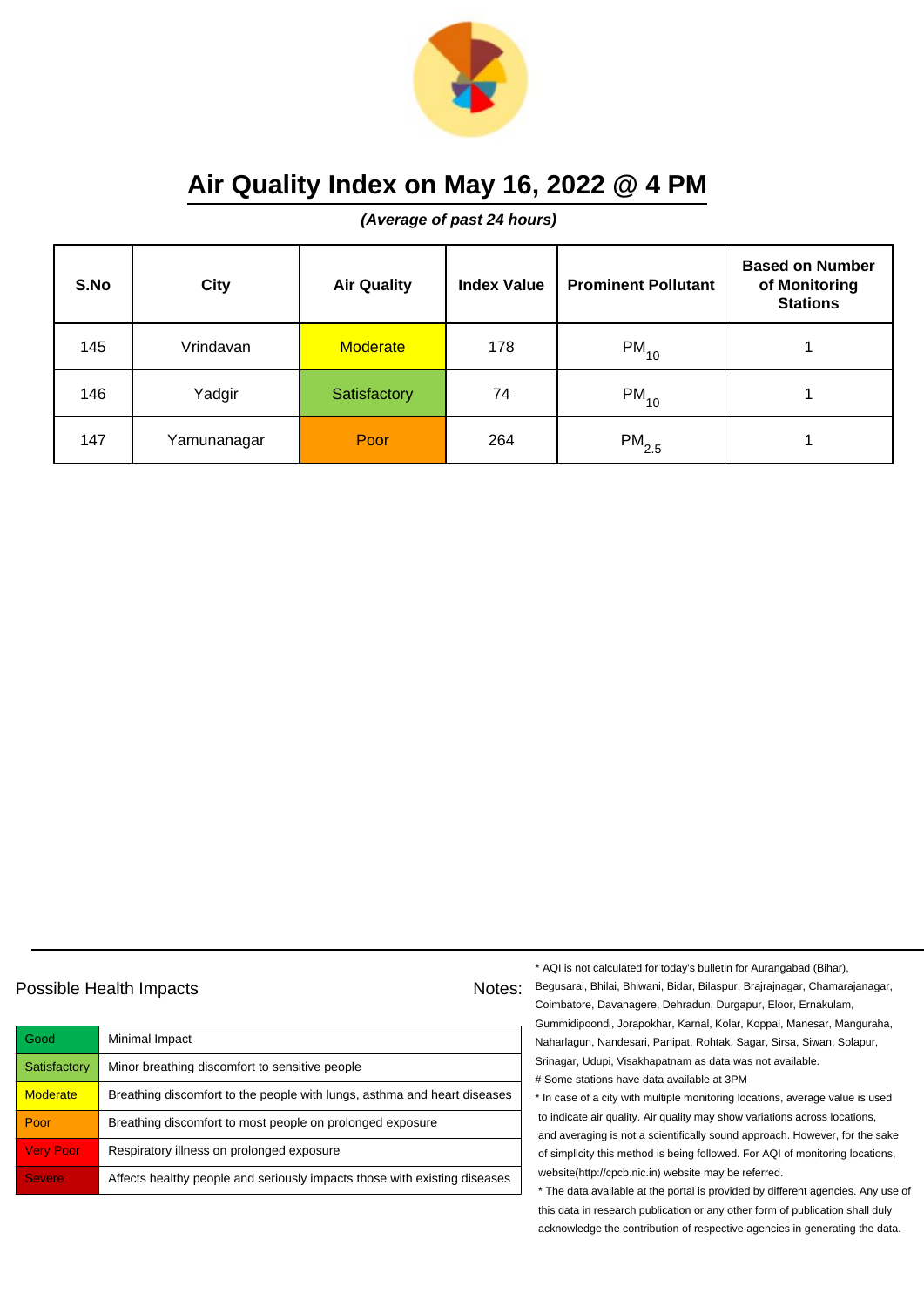# Air Quality Index on May 16, 2022 @ 4 PM

***(Average of past 24 hours)***

| S.No | City | Air Quality | Index Value | Prominent Pollutant | Based on Number of Monitoring Stations |
|---|---|---|---|---|---|
| 145 | Vrindavan | Moderate | 178 | $PM_{10}$ | 1 |
| 146 | Yadgir | Satisfactory | 74 | $PM_{10}$ | 1 |
| 147 | Yamunanagar | Poor | 264 | $PM_{2.5}$ | 1 |

Possible Health Impacts

| | |
|---|---|
| Good | Minimal Impact |
| Satisfactory | Minor breathing discomfort to sensitive people |
| Moderate | Breathing discomfort to the people with lungs, asthma and heart diseases |
| Poor | Breathing discomfort to most people on prolonged exposure |
| Very Poor | Respiratory illness on prolonged exposure |
| Severe | Affects healthy people and seriously impacts those with existing diseases |

Notes:

* AQI is not calculated for today's bulletin for Aurangabad (Bihar), Begusarai, Bhilai, Bhiwani, Bidar, Bilaspur, Brajrajnagar, Chamarajanagar, Coimbatore, Davanagere, Dehradun, Durgapur, Eloor, Ernakulam, Gummidipoondi, Jorapokhar, Karnal, Kolar, Koppal, Manesar, Manguraha, Naharlagun, Nandesari, Panipat, Rohtak, Sagar, Sirsa, Siwan, Solapur, Srinagar, Udupi, Visakhapatnam as data was not available.

# Some stations have data available at 3PM

* In case of a city with multiple monitoring locations, average value is used to indicate air quality. Air quality may show variations across locations, and averaging is not a scientifically sound approach. However, for the sake of simplicity this method is being followed. For AQI of monitoring locations, website(http://cpcb.nic.in) website may be referred.

* The data available at the portal is provided by different agencies. Any use of this data in research publication or any other form of publication shall duly acknowledge the contribution of respective agencies in generating the data.